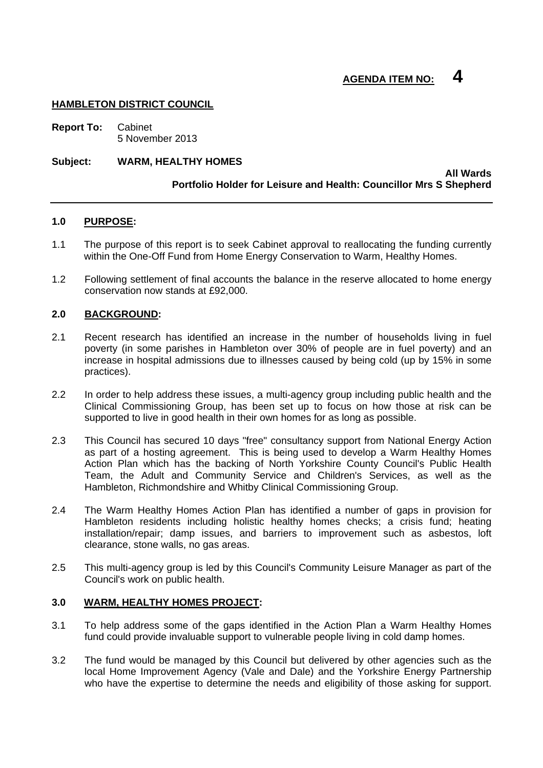**AGENDA ITEM NO: 4**

**HAMBLETON DISTRICT COUNCIL**

**Report To:** Cabinet
5 November 2013

**Subject: WARM, HEALTHY HOMES**

**All Wards**
**Portfolio Holder for Leisure and Health: Councillor Mrs S Shepherd**

---

## 1.0 PURPOSE:

1.1 The purpose of this report is to seek Cabinet approval to reallocating the funding currently within the One-Off Fund from Home Energy Conservation to Warm, Healthy Homes.

1.2 Following settlement of final accounts the balance in the reserve allocated to home energy conservation now stands at £92,000.

## 2.0 BACKGROUND:

2.1 Recent research has identified an increase in the number of households living in fuel poverty (in some parishes in Hambleton over 30% of people are in fuel poverty) and an increase in hospital admissions due to illnesses caused by being cold (up by 15% in some practices).

2.2 In order to help address these issues, a multi-agency group including public health and the Clinical Commissioning Group, has been set up to focus on how those at risk can be supported to live in good health in their own homes for as long as possible.

2.3 This Council has secured 10 days "free" consultancy support from National Energy Action as part of a hosting agreement. This is being used to develop a Warm Healthy Homes Action Plan which has the backing of North Yorkshire County Council's Public Health Team, the Adult and Community Service and Children's Services, as well as the Hambleton, Richmondshire and Whitby Clinical Commissioning Group.

2.4 The Warm Healthy Homes Action Plan has identified a number of gaps in provision for Hambleton residents including holistic healthy homes checks; a crisis fund; heating installation/repair; damp issues, and barriers to improvement such as asbestos, loft clearance, stone walls, no gas areas.

2.5 This multi-agency group is led by this Council's Community Leisure Manager as part of the Council's work on public health.

## 3.0 WARM, HEALTHY HOMES PROJECT:

3.1 To help address some of the gaps identified in the Action Plan a Warm Healthy Homes fund could provide invaluable support to vulnerable people living in cold damp homes.

3.2 The fund would be managed by this Council but delivered by other agencies such as the local Home Improvement Agency (Vale and Dale) and the Yorkshire Energy Partnership who have the expertise to determine the needs and eligibility of those asking for support.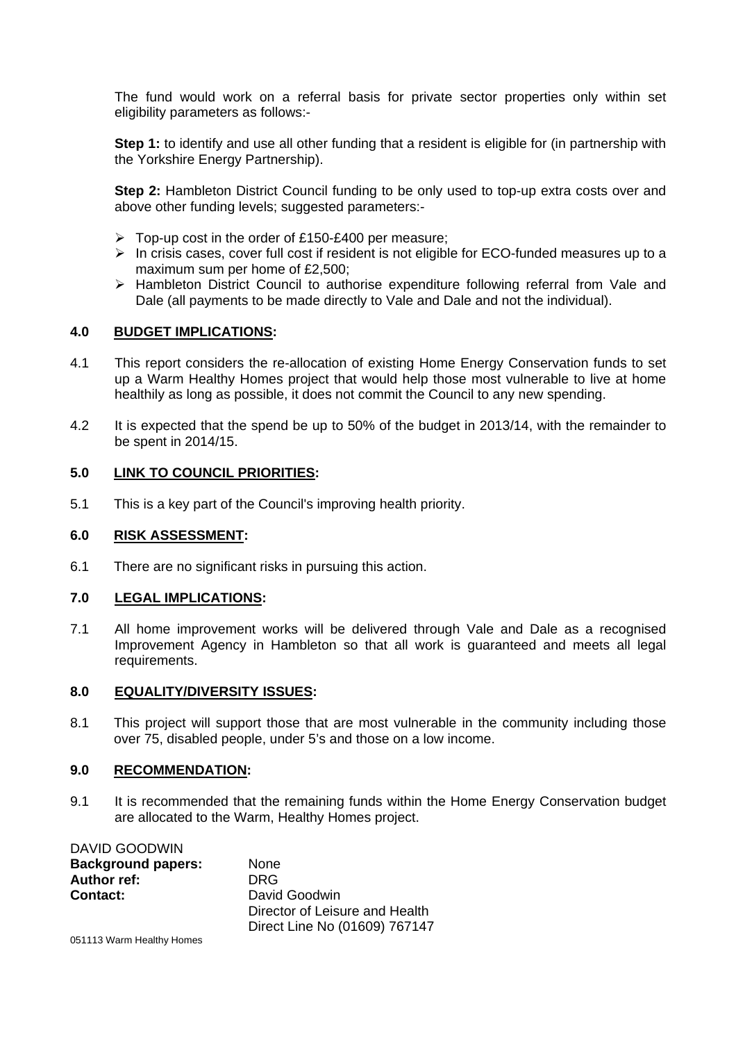The fund would work on a referral basis for private sector properties only within set eligibility parameters as follows:-

**Step 1:** to identify and use all other funding that a resident is eligible for (in partnership with the Yorkshire Energy Partnership).

**Step 2:** Hambleton District Council funding to be only used to top-up extra costs over and above other funding levels; suggested parameters:-

- Top-up cost in the order of £150-£400 per measure;
- In crisis cases, cover full cost if resident is not eligible for ECO-funded measures up to a maximum sum per home of £2,500;
- Hambleton District Council to authorise expenditure following referral from Vale and Dale (all payments to be made directly to Vale and Dale and not the individual).

## 4.0 BUDGET IMPLICATIONS:

4.1 This report considers the re-allocation of existing Home Energy Conservation funds to set up a Warm Healthy Homes project that would help those most vulnerable to live at home healthily as long as possible, it does not commit the Council to any new spending.

4.2 It is expected that the spend be up to 50% of the budget in 2013/14, with the remainder to be spent in 2014/15.

## 5.0 LINK TO COUNCIL PRIORITIES:

5.1 This is a key part of the Council's improving health priority.

## 6.0 RISK ASSESSMENT:

6.1 There are no significant risks in pursuing this action.

## 7.0 LEGAL IMPLICATIONS:

7.1 All home improvement works will be delivered through Vale and Dale as a recognised Improvement Agency in Hambleton so that all work is guaranteed and meets all legal requirements.

## 8.0 EQUALITY/DIVERSITY ISSUES:

8.1 This project will support those that are most vulnerable in the community including those over 75, disabled people, under 5's and those on a low income.

## 9.0 RECOMMENDATION:

9.1 It is recommended that the remaining funds within the Home Energy Conservation budget are allocated to the Warm, Healthy Homes project.

DAVID GOODWIN

| | |
|---|---|
| **Background papers:** | None |
| **Author ref:** | DRG |
| **Contact:** | David Goodwin<br>Director of Leisure and Health<br>Direct Line No (01609) 767147 |

051113 Warm Healthy Homes